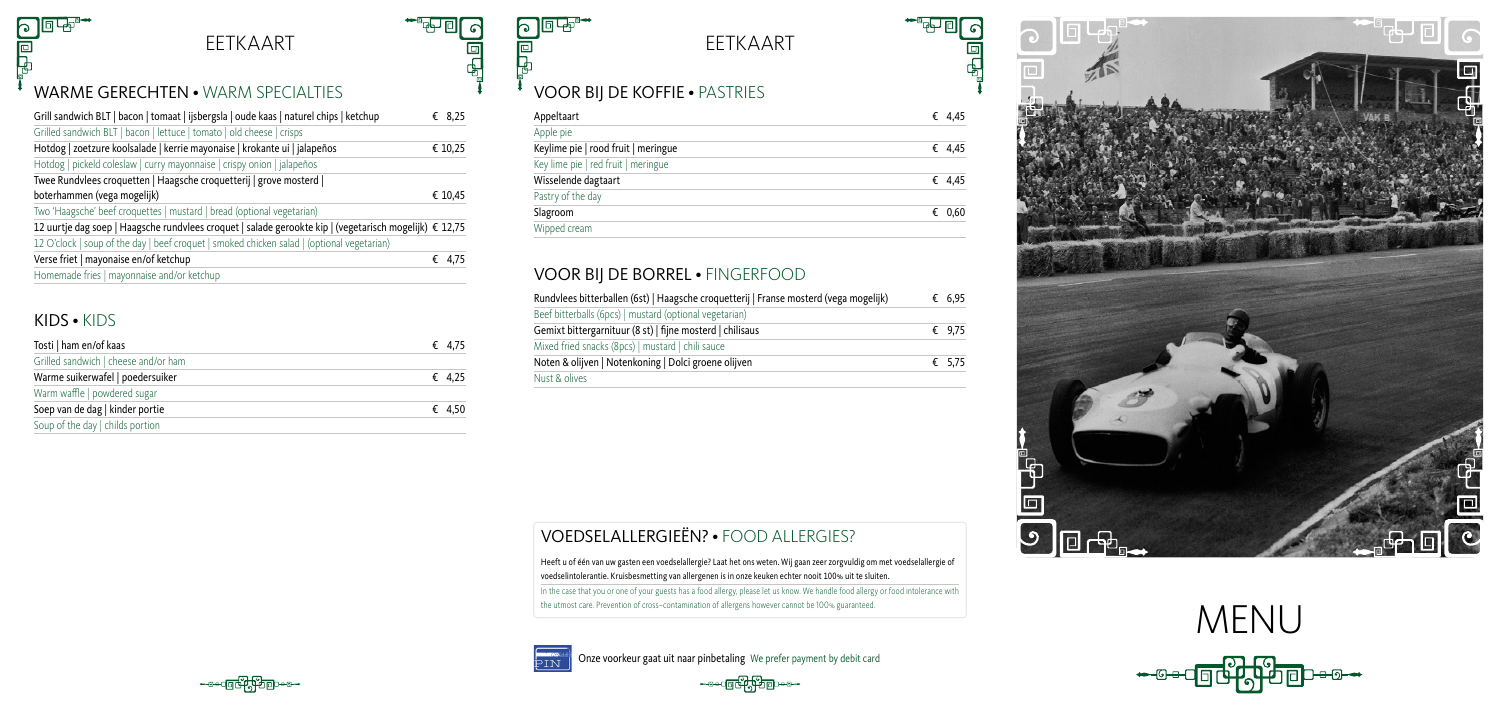# EETKAART

## WARME GERECHTEN • WARM SPECIALTIES

| Gerecht | Prijs |
| --- | --- |
| Grill sandwich BLT \| bacon \| tomaat \| ijsbergsla \| oude kaas \| naturel chips \| ketchup | € 8,25 |
| Grilled sandwich BLT \| bacon \| lettuce \| tomato \| old cheese \| crisps | |
| Hotdog \| zoetzure koolsalade \| kerrie mayonaise \| krokante ui \| jalapeños | € 10,25 |
| Hotdog \| pickeld coleslaw \| curry mayonnaise \| crispy onion \| jalapeños | |
| Twee Rundvlees croquetten \| Haagsche croquetterij \| grove mosterd \| boterhammen (vega mogelijk) | € 10,45 |
| Two 'Haagsche' beef croquettes \| mustard \| bread (optional vegetarian) | |
| 12 uurtje dag soep \| Haagsche rundvlees croquet \| salade gerookte kip \| (vegetarisch mogelijk) | € 12,75 |
| 12 O'clock \| soup of the day \| beef croquet \| smoked chicken salad \| (optional vegetarian) | |
| Verse friet \| mayonaise en/of ketchup | € 4,75 |
| Homemade fries \| mayonnaise and/or ketchup | |

## KIDS • KIDS

| Gerecht | Prijs |
| --- | --- |
| Tosti \| ham en/of kaas | € 4,75 |
| Grilled sandwich \| cheese and/or ham | |
| Warme suikerwafel \| poedersuiker | € 4,25 |
| Warm waffle \| powdered sugar | |
| Soep van de dag \| kinder portie | € 4,50 |
| Soup of the day \| childs portion | |

# EETKAART

## VOOR BIJ DE KOFFIE • PASTRIES

| Gerecht | Prijs |
| --- | --- |
| Appeltaart | € 4,45 |
| Apple pie | |
| Keylime pie \| rood fruit \| meringue | € 4,45 |
| Key lime pie \| red fruit \| meringue | |
| Wisselende dagtaart | € 4,45 |
| Pastry of the day | |
| Slagroom | € 0,60 |
| Wipped cream | |

## VOOR BIJ DE BORREL • FINGERFOOD

| Gerecht | Prijs |
| --- | --- |
| Rundvlees bitterballen (6st) \| Haagsche croquetterij \| Franse mosterd (vega mogelijk) | € 6,95 |
| Beef bitterballs (6pcs) \| mustard (optional vegetarian) | |
| Gemixt bittergarnituur (8 st) \| fijne mosterd \| chilisaus | € 9,75 |
| Mixed fried snacks (8pcs) \| mustard \| chili sauce | |
| Noten & olijven \| Notenkoning \| Dolci groene olijven | € 5,75 |
| Nust & olives | |

## VOEDSELALLERGIEËN? • FOOD ALLERGIES?

Heeft u of één van uw gasten een voedselallergie? Laat het ons weten. Wij gaan zeer zorgvuldig om met voedselallergie of voedselintolerantie. Kruisbesmetting van allergenen is in onze keuken echter nooit 100% uit te sluiten.

In the case that you or one of your guests has a food allergy, please let us know. We handle food allergy or food intolerance with the utmost care. Prevention of cross-contamination of allergens however cannot be 100% guaranteed.

PIN Onze voorkeur gaat uit naar pinbetaling We prefer payment by debit card

# MENU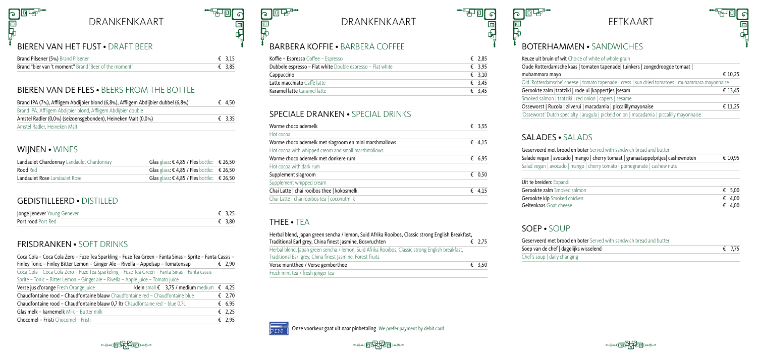# DRANKENKAART

## BIEREN VAN HET FUST • DRAFT BEER

| | |
|---|---|
| Brand Pilsener (5%) Brand Pilsener | € 3,15 |
| Brand "bier van 't moment" Brand 'Beer of the moment' | € 3,85 |

## BIEREN VAN DE FLES • BEERS FROM THE BOTTLE

| | |
|---|---|
| Brand IPA (7%), Affligem Abdijbier blond (6,8%), Affligem Abdijbier dubbel (6,8%) | € 4,50 |
| Brand IPA, Affligem Abdijbier blond, Affligem Abdijbier double | |
| Amstel Radler (0,0%) (seizoensgebonden), Heineken Malt (0,0%) | € 3,35 |
| Amstel Radler, Heineken Malt | |

## WIJNEN • WINES

| | | |
|---|---|---|
| Landaulet Chardonnay Landaulet Chardonnay | Glas glass: € 4,85 / Fles bottle: | € 26,50 |
| Rood Red | Glas glass: € 4,85 / Fles bottle: | € 26,50 |
| Landaulet Rose Landaulet Rose | Glas glass: € 4,85 / Fles bottle: | € 26,50 |

## GEDISTILLEERD • DISTILLED

| | |
|---|---|
| Jonge Jenever Young Genever | € 3,25 |
| Port rood Port Red | € 3,80 |

## FRISDRANKEN • SOFT DRINKS

| | | |
|---|---|---|
| Coca Cola – Coca Cola Zero – Fuze Tea Sparkling – Fuze Tea Green – Fanta Sinas – Sprite – Fanta Cassis – Finley Tonic – Finley Bitter Lemon – Ginger Ale – Rivella – Appelsap – Tomatensap | | € 2,90 |
| Coca Cola – Coca Cola Zero – Fuze Tea Sparkeling – Fuze Tea Green – Fanta Sinas – Fanta Cassis – Sprite – Tonic – Bitter Lemon – Ginger ale – Rivella – Apple juice – Tomato juice | | |
| Verse jus d'orange Fresh Orange juice | klein small € 3,75 / medium medium | € 4,25 |
| Chaudfontaine rood – Chaudfontaine blauw Chaudfontaine red – Chaudfontaine blue | | € 2,70 |
| Chaudfontaine rood – Chaudfontaine blauw 0,7 ltr Chaudfontaine red – blue 0.7L | | € 6,95 |
| Glas melk – karnemelk Milk – Butter milk | | € 2,25 |
| Chocomel – Fristi Chocomel – Fristi | | € 2,95 |

# DRANKENKAART

## BARBERA KOFFIE • BARBERA COFFEE

| | |
|---|---|
| Koffie – Espresso Coffee – Espresso | € 2,85 |
| Dubbele espresso – Flat white Double espresso – Flat white | € 3,95 |
| Cappuccino | € 3,10 |
| Latte macchiato Caffè latte | € 3,45 |
| Karamel latte Caramel latte | € 3,45 |

## SPECIALE DRANKEN • SPECIAL DRINKS

| | |
|---|---|
| Warme chocolademelk | € 3,55 |
| Hot cocoa | |
| Warme chocolademelk met slagroom en mini marshmallows | € 4,15 |
| Hot cocoa with whipped cream and small marshmallows | |
| Warme chocolademelk met donkere rum | € 6,95 |
| Hot cocoa with dark rum | |
| Supplement slagroom | € 0,50 |
| Supplement whipped cream | |
| Chai Latte \| chai rooibos thee \| kokosmelk | € 4,15 |
| Chai Latte \| chai rooibos tea \| coconutmilk | |

## THEE • TEA

| | |
|---|---|
| Herbal blend, Japan green sencha / lemon, Suid Afrika Rooibos, Classic strong English Breakfast, Traditional Earl grey, China finest Jasmine, Bosvruchten | € 2,75 |
| Herbal blend, Japan green sencha / lemon, Suid Afrika Rooibos, Classic strong English breakfast, Traditional Earl grey, China finest Jasmine, Forest fruits | |
| Verse muntthee / Verse gemberthee | € 3,50 |
| Fresh mint tea / fresh ginger tea | |

PIN Onze voorkeur gaat uit naar pinbetaling We prefer payment by debit card

# EETKAART

## BOTERHAMMEN • SANDWICHES

| | |
|---|---|
| Keuze uit bruin of wit Choice of white of whole grain | |
| Oude Rotterdamsche kaas \| tomaten tapenade\| tuinkers \| zongedroogde tomaat \| muhammara mayo | € 10,25 |
| Old 'Rotterdamsche' cheese \| tomato tapenade \| cress \| sun dried tomatoes \| muhammara mayonnaise | |
| Gerookte zalm \|tzatziki \| rode ui \|kappertjes \|sesam | € 13,45 |
| Smoked salmon \| tzatziki \| red onion \| capers \| sesame | |
| Osseworst \| Rucola \| zilverui \| macadamia \| piccalillymayonaise | € 11,25 |
| 'Osseworst' Dutch specialty \| arugula \| pickeld onion \| macadamia \| piccalilly mayonnaise | |

## SALADES • SALADS

| | |
|---|---|
| Geserveerd met brood en boter Served with sandwich bread and butter | |
| Salade vegan \| avocado \| mango \| cherry tomaat \| granaatappelpitjes\| cashewnoten | € 10,95 |
| Salad vegan \| avocado \| mango \| cherry tomato \| pomegranate \| cashew nuts | |

| | |
|---|---|
| Uit te breiden: Expand: | |
| Gerookte zalm Smoked salmon | € 5,00 |
| Gerookte kip Smoked chicken | € 4,00 |
| Geitenkaas Goat cheese | € 4,00 |

## SOEP • SOUP

| | |
|---|---|
| Geserveerd met brood en boter Served with sandwich bread and butter | |
| Soep van de chef \| dagelijks wisselend | € 7,75 |
| Chef's soup \| daily changing | |